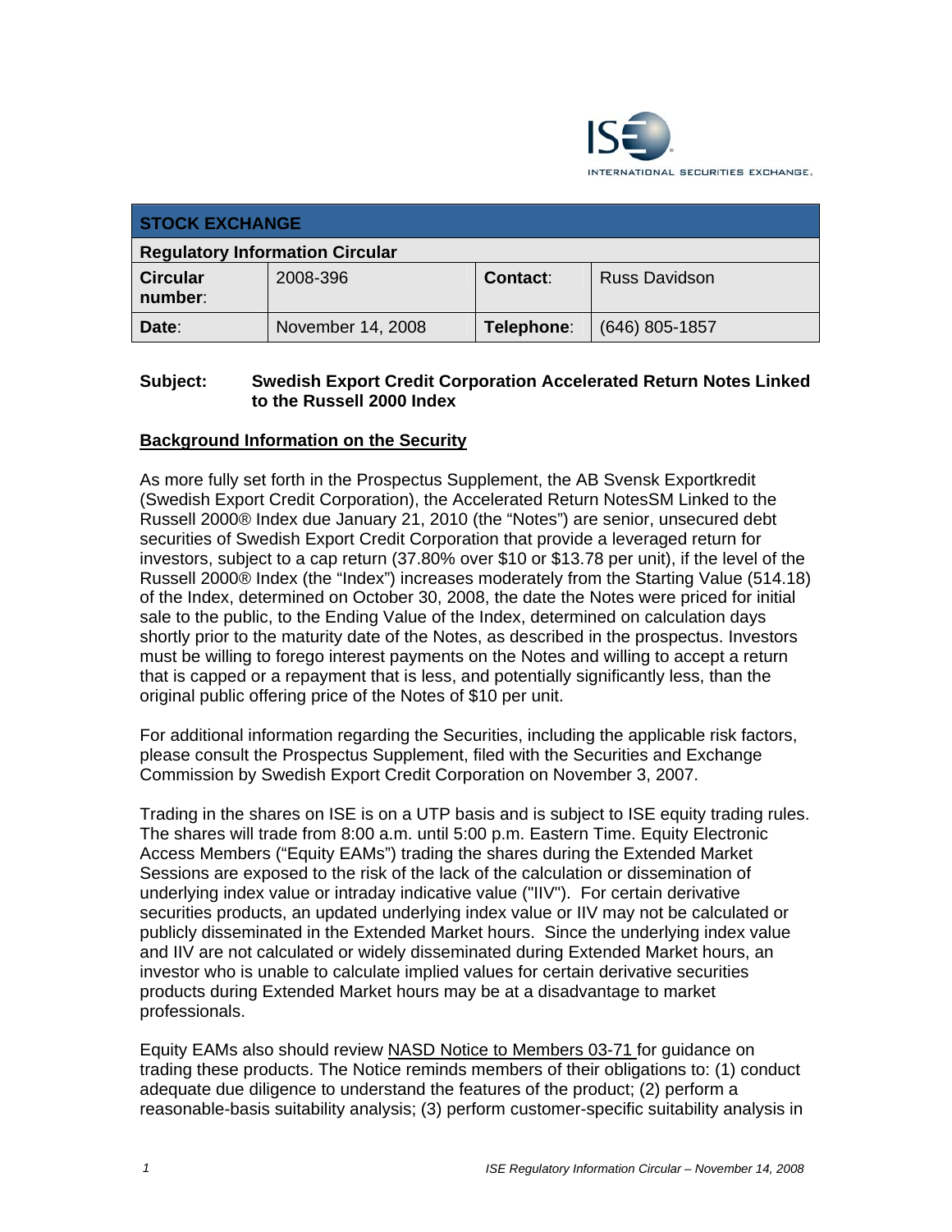INTERNATIONAL SECURITIES EXCHANGE.

| STOCK EXCHANGE | | | |
|---|---|---|---|
| **Regulatory Information Circular** | | | |
| **Circular number**: | 2008-396 | **Contact**: | Russ Davidson |
| **Date**: | November 14, 2008 | **Telephone**: | (646) 805-1857 |

**Subject:** **Swedish Export Credit Corporation Accelerated Return Notes Linked to the Russell 2000 Index**

## Background Information on the Security

As more fully set forth in the Prospectus Supplement, the AB Svensk Exportkredit (Swedish Export Credit Corporation), the Accelerated Return NotesSM Linked to the Russell 2000® Index due January 21, 2010 (the "Notes") are senior, unsecured debt securities of Swedish Export Credit Corporation that provide a leveraged return for investors, subject to a cap return (37.80% over $10 or $13.78 per unit), if the level of the Russell 2000® Index (the "Index") increases moderately from the Starting Value (514.18) of the Index, determined on October 30, 2008, the date the Notes were priced for initial sale to the public, to the Ending Value of the Index, determined on calculation days shortly prior to the maturity date of the Notes, as described in the prospectus. Investors must be willing to forego interest payments on the Notes and willing to accept a return that is capped or a repayment that is less, and potentially significantly less, than the original public offering price of the Notes of $10 per unit.

For additional information regarding the Securities, including the applicable risk factors, please consult the Prospectus Supplement, filed with the Securities and Exchange Commission by Swedish Export Credit Corporation on November 3, 2007.

Trading in the shares on ISE is on a UTP basis and is subject to ISE equity trading rules. The shares will trade from 8:00 a.m. until 5:00 p.m. Eastern Time. Equity Electronic Access Members ("Equity EAMs") trading the shares during the Extended Market Sessions are exposed to the risk of the lack of the calculation or dissemination of underlying index value or intraday indicative value ("IIV"). For certain derivative securities products, an updated underlying index value or IIV may not be calculated or publicly disseminated in the Extended Market hours. Since the underlying index value and IIV are not calculated or widely disseminated during Extended Market hours, an investor who is unable to calculate implied values for certain derivative securities products during Extended Market hours may be at a disadvantage to market professionals.

Equity EAMs also should review NASD Notice to Members 03-71 for guidance on trading these products. The Notice reminds members of their obligations to: (1) conduct adequate due diligence to understand the features of the product; (2) perform a reasonable-basis suitability analysis; (3) perform customer-specific suitability analysis in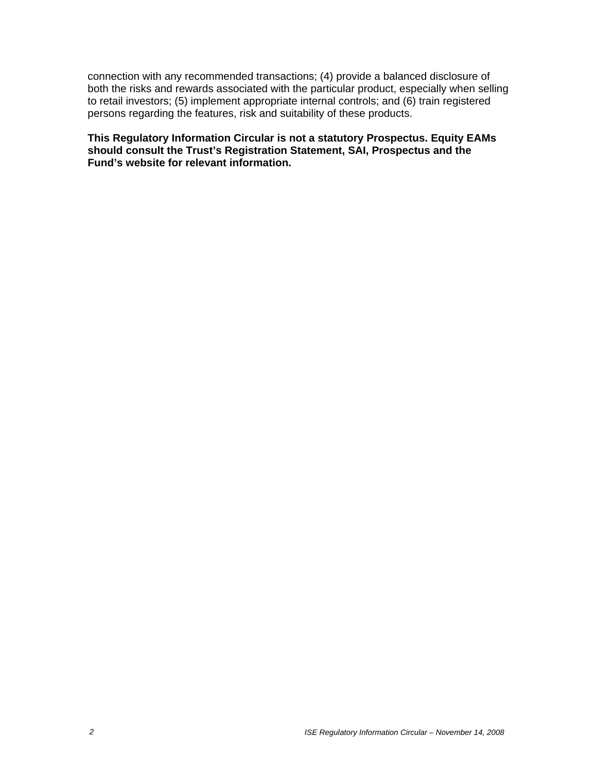connection with any recommended transactions; (4) provide a balanced disclosure of both the risks and rewards associated with the particular product, especially when selling to retail investors; (5) implement appropriate internal controls; and (6) train registered persons regarding the features, risk and suitability of these products.

**This Regulatory Information Circular is not a statutory Prospectus. Equity EAMs should consult the Trust's Registration Statement, SAI, Prospectus and the Fund's website for relevant information.**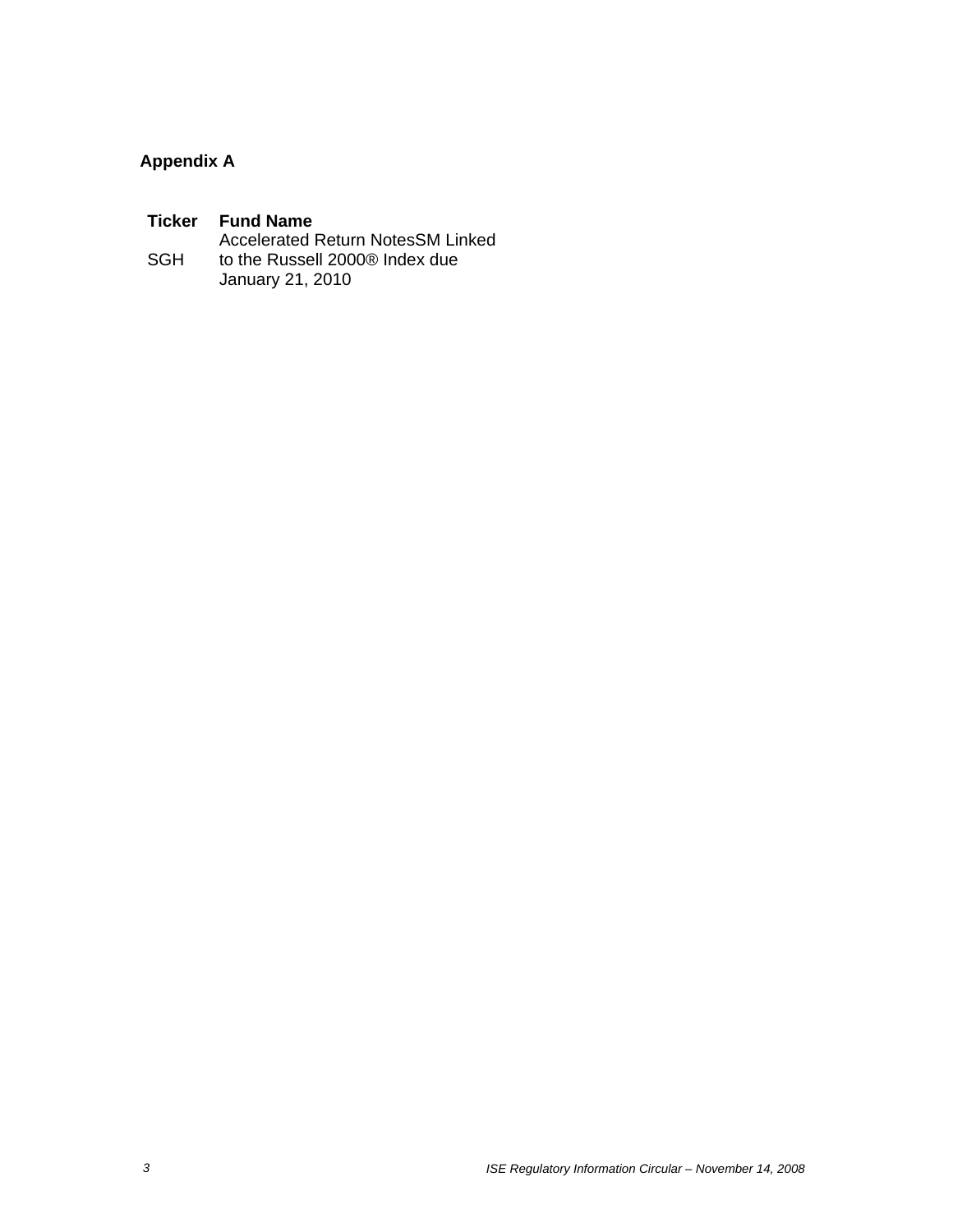## Appendix A

| Ticker | Fund Name |
|---|---|
| SGH | Accelerated Return NotesSM Linked to the Russell 2000® Index due January 21, 2010 |